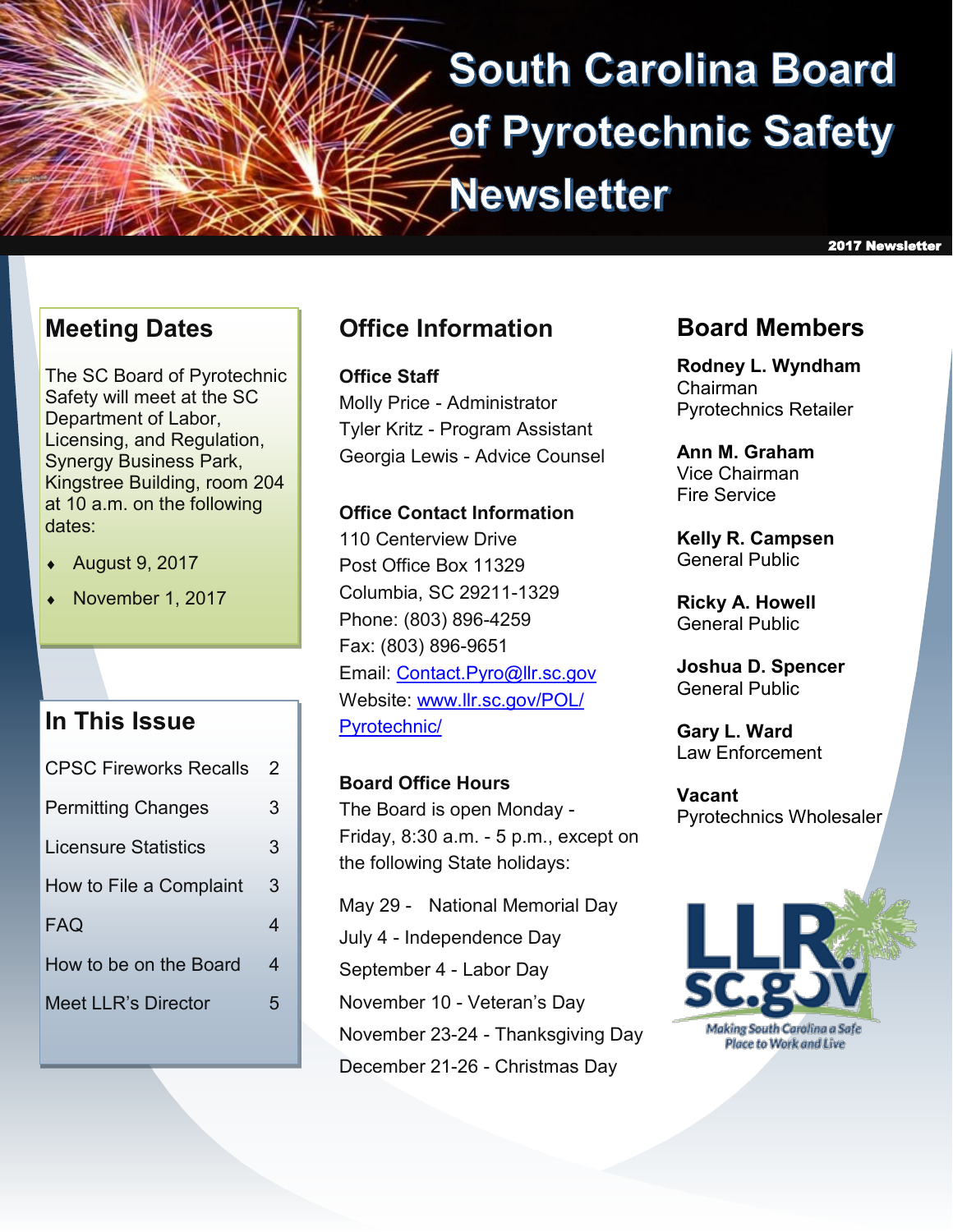# South Carolina Board of Pyrotechnic Safety Newsletter

2017 Newsletter

## Meeting Dates

The SC Board of Pyrotechnic Safety will meet at the SC Department of Labor, Licensing, and Regulation, Synergy Business Park, Kingstree Building, room 204 at 10 a.m. on the following dates:

- August 9, 2017
- November 1, 2017

## In This Issue

| | |
|---|---|
| CPSC Fireworks Recalls | 2 |
| Permitting Changes | 3 |
| Licensure Statistics | 3 |
| How to File a Complaint | 3 |
| FAQ | 4 |
| How to be on the Board | 4 |
| Meet LLR's Director | 5 |

## Office Information

**Office Staff**
Molly Price - Administrator
Tyler Kritz - Program Assistant
Georgia Lewis - Advice Counsel

**Office Contact Information**
110 Centerview Drive
Post Office Box 11329
Columbia, SC 29211-1329
Phone: (803) 896-4259
Fax: (803) 896-9651
Email: Contact.Pyro@llr.sc.gov
Website: www.llr.sc.gov/POL/Pyrotechnic/

**Board Office Hours**
The Board is open Monday - Friday, 8:30 a.m. - 5 p.m., except on the following State holidays:

May 29 - National Memorial Day
July 4 - Independence Day
September 4 - Labor Day
November 10 - Veteran's Day
November 23-24 - Thanksgiving Day
December 21-26 - Christmas Day

## Board Members

**Rodney L. Wyndham**
Chairman
Pyrotechnics Retailer

**Ann M. Graham**
Vice Chairman
Fire Service

**Kelly R. Campsen**
General Public

**Ricky A. Howell**
General Public

**Joshua D. Spencer**
General Public

**Gary L. Ward**
Law Enforcement

**Vacant**
Pyrotechnics Wholesaler

LLR sc.gov
Making South Carolina a Safe Place to Work and Live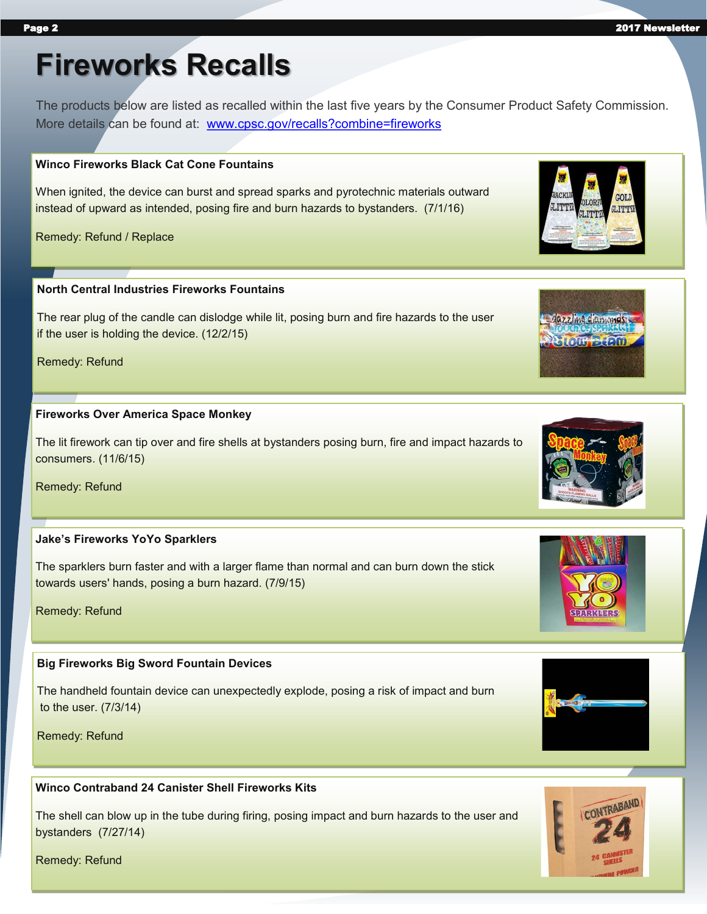# Fireworks Recalls

The products below are listed as recalled within the last five years by the Consumer Product Safety Commission. More details can be found at: [www.cpsc.gov/recalls?combine=fireworks](http://www.cpsc.gov/recalls?combine=fireworks)

**Winco Fireworks Black Cat Cone Fountains**

When ignited, the device can burst and spread sparks and pyrotechnic materials outward instead of upward as intended, posing fire and burn hazards to bystanders. (7/1/16)

Remedy: Refund / Replace

**North Central Industries Fireworks Fountains**

The rear plug of the candle can dislodge while lit, posing burn and fire hazards to the user if the user is holding the device. (12/2/15)

Remedy: Refund

**Fireworks Over America Space Monkey**

The lit firework can tip over and fire shells at bystanders posing burn, fire and impact hazards to consumers. (11/6/15)

Remedy: Refund

**Jake's Fireworks YoYo Sparklers**

The sparklers burn faster and with a larger flame than normal and can burn down the stick towards users' hands, posing a burn hazard. (7/9/15)

Remedy: Refund

**Big Fireworks Big Sword Fountain Devices**

The handheld fountain device can unexpectedly explode, posing a risk of impact and burn to the user. (7/3/14)

Remedy: Refund

**Winco Contraband 24 Canister Shell Fireworks Kits**

The shell can blow up in the tube during firing, posing impact and burn hazards to the user and bystanders (7/27/14)

Remedy: Refund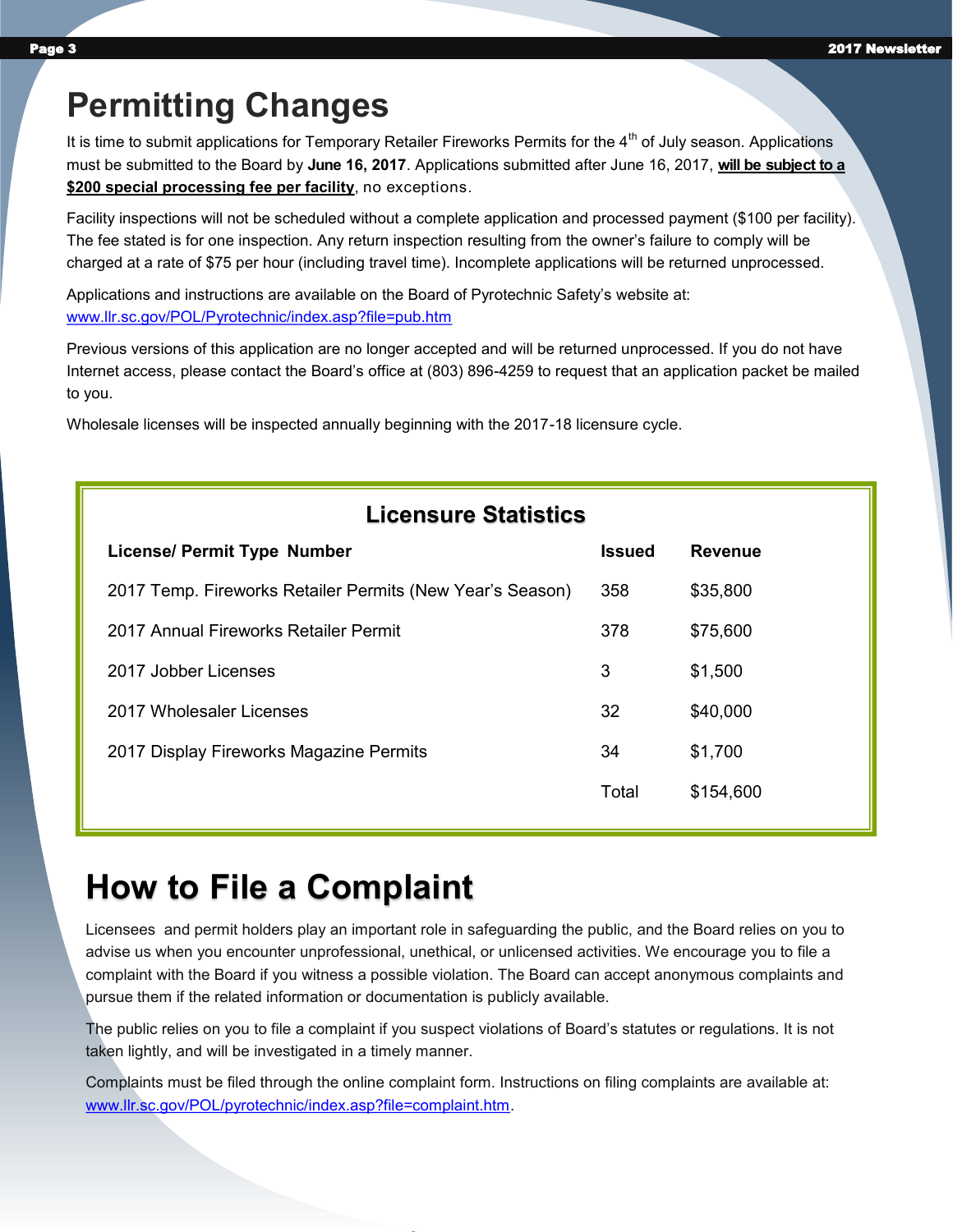# Permitting Changes

It is time to submit applications for Temporary Retailer Fireworks Permits for the 4th of July season. Applications must be submitted to the Board by **June 16, 2017**. Applications submitted after June 16, 2017, **will be subject to a $200 special processing fee per facility**, no exceptions.

Facility inspections will not be scheduled without a complete application and processed payment ($100 per facility). The fee stated is for one inspection. Any return inspection resulting from the owner's failure to comply will be charged at a rate of $75 per hour (including travel time). Incomplete applications will be returned unprocessed.

Applications and instructions are available on the Board of Pyrotechnic Safety's website at: www.llr.sc.gov/POL/Pyrotechnic/index.asp?file=pub.htm

Previous versions of this application are no longer accepted and will be returned unprocessed. If you do not have Internet access, please contact the Board's office at (803) 896-4259 to request that an application packet be mailed to you.

Wholesale licenses will be inspected annually beginning with the 2017-18 licensure cycle.

## Licensure Statistics

| License/ Permit Type Number | Issued | Revenue |
|---|---|---|
| 2017 Temp. Fireworks Retailer Permits (New Year's Season) | 358 | $35,800 |
| 2017 Annual Fireworks Retailer Permit | 378 | $75,600 |
| 2017 Jobber Licenses | 3 | $1,500 |
| 2017 Wholesaler Licenses | 32 | $40,000 |
| 2017 Display Fireworks Magazine Permits | 34 | $1,700 |
| | Total | $154,600 |

# How to File a Complaint

Licensees and permit holders play an important role in safeguarding the public, and the Board relies on you to advise us when you encounter unprofessional, unethical, or unlicensed activities. We encourage you to file a complaint with the Board if you witness a possible violation. The Board can accept anonymous complaints and pursue them if the related information or documentation is publicly available.

The public relies on you to file a complaint if you suspect violations of Board's statutes or regulations. It is not taken lightly, and will be investigated in a timely manner.

Complaints must be filed through the online complaint form. Instructions on filing complaints are available at: www.llr.sc.gov/POL/pyrotechnic/index.asp?file=complaint.htm.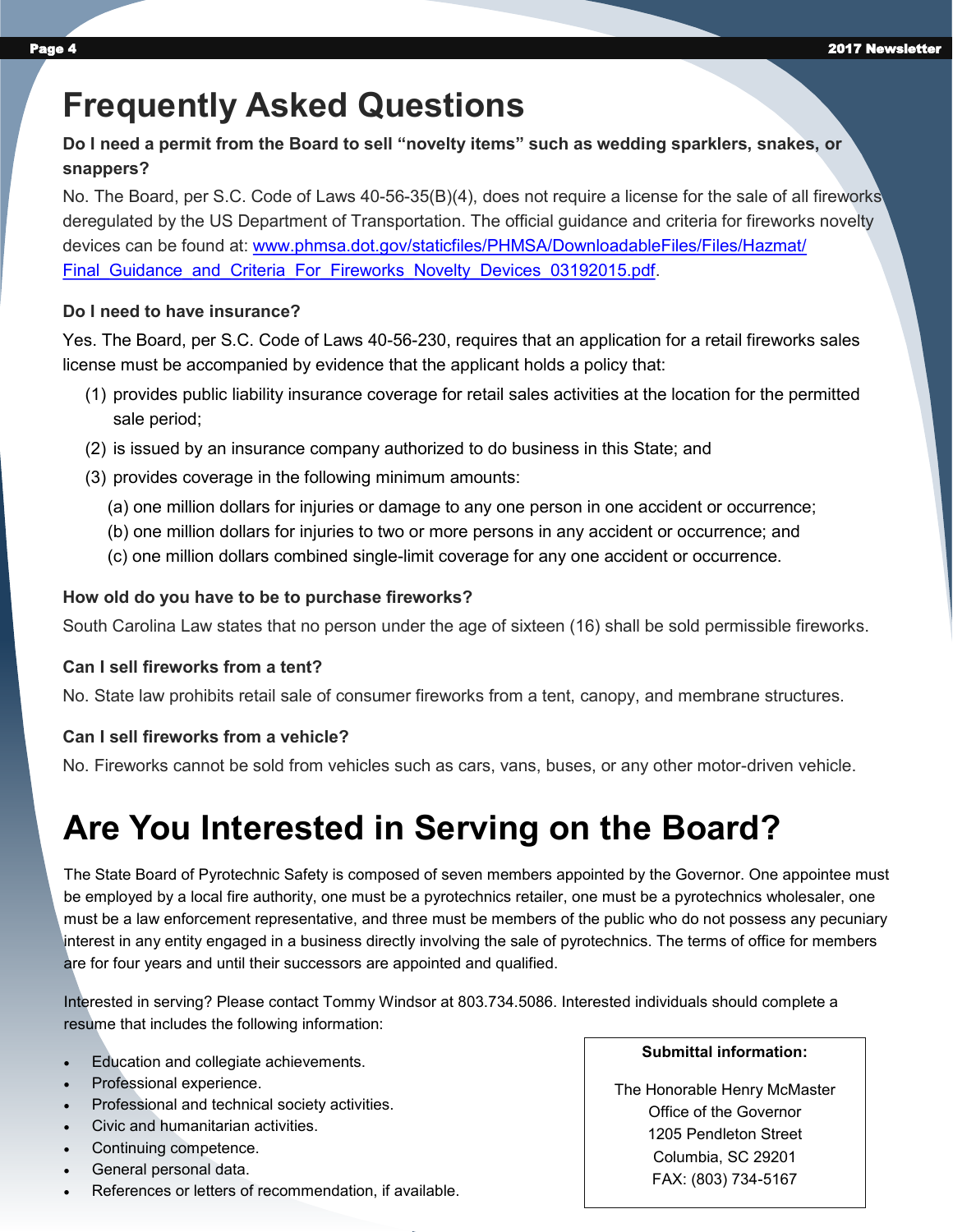# Frequently Asked Questions

**Do I need a permit from the Board to sell "novelty items" such as wedding sparklers, snakes, or snappers?**

No. The Board, per S.C. Code of Laws 40-56-35(B)(4), does not require a license for the sale of all fireworks deregulated by the US Department of Transportation. The official guidance and criteria for fireworks novelty devices can be found at: [www.phmsa.dot.gov/staticfiles/PHMSA/DownloadableFiles/Files/Hazmat/Final_Guidance_and_Criteria_For_Fireworks_Novelty_Devices_03192015.pdf](www.phmsa.dot.gov/staticfiles/PHMSA/DownloadableFiles/Files/Hazmat/Final_Guidance_and_Criteria_For_Fireworks_Novelty_Devices_03192015.pdf).

**Do I need to have insurance?**

Yes. The Board, per S.C. Code of Laws 40-56-230, requires that an application for a retail fireworks sales license must be accompanied by evidence that the applicant holds a policy that:

(1) provides public liability insurance coverage for retail sales activities at the location for the permitted sale period;

(2) is issued by an insurance company authorized to do business in this State; and

(3) provides coverage in the following minimum amounts:

- (a) one million dollars for injuries or damage to any one person in one accident or occurrence;
- (b) one million dollars for injuries to two or more persons in any accident or occurrence; and
- (c) one million dollars combined single-limit coverage for any one accident or occurrence.

**How old do you have to be to purchase fireworks?**

South Carolina Law states that no person under the age of sixteen (16) shall be sold permissible fireworks.

**Can I sell fireworks from a tent?**

No. State law prohibits retail sale of consumer fireworks from a tent, canopy, and membrane structures.

**Can I sell fireworks from a vehicle?**

No. Fireworks cannot be sold from vehicles such as cars, vans, buses, or any other motor-driven vehicle.

# Are You Interested in Serving on the Board?

The State Board of Pyrotechnic Safety is composed of seven members appointed by the Governor. One appointee must be employed by a local fire authority, one must be a pyrotechnics retailer, one must be a pyrotechnics wholesaler, one must be a law enforcement representative, and three must be members of the public who do not possess any pecuniary interest in any entity engaged in a business directly involving the sale of pyrotechnics. The terms of office for members are for four years and until their successors are appointed and qualified.

Interested in serving? Please contact Tommy Windsor at 803.734.5086. Interested individuals should complete a resume that includes the following information:

- Education and collegiate achievements.
- Professional experience.
- Professional and technical society activities.
- Civic and humanitarian activities.
- Continuing competence.
- General personal data.
- References or letters of recommendation, if available.

**Submittal information:**

The Honorable Henry McMaster
Office of the Governor
1205 Pendleton Street
Columbia, SC 29201
FAX: (803) 734-5167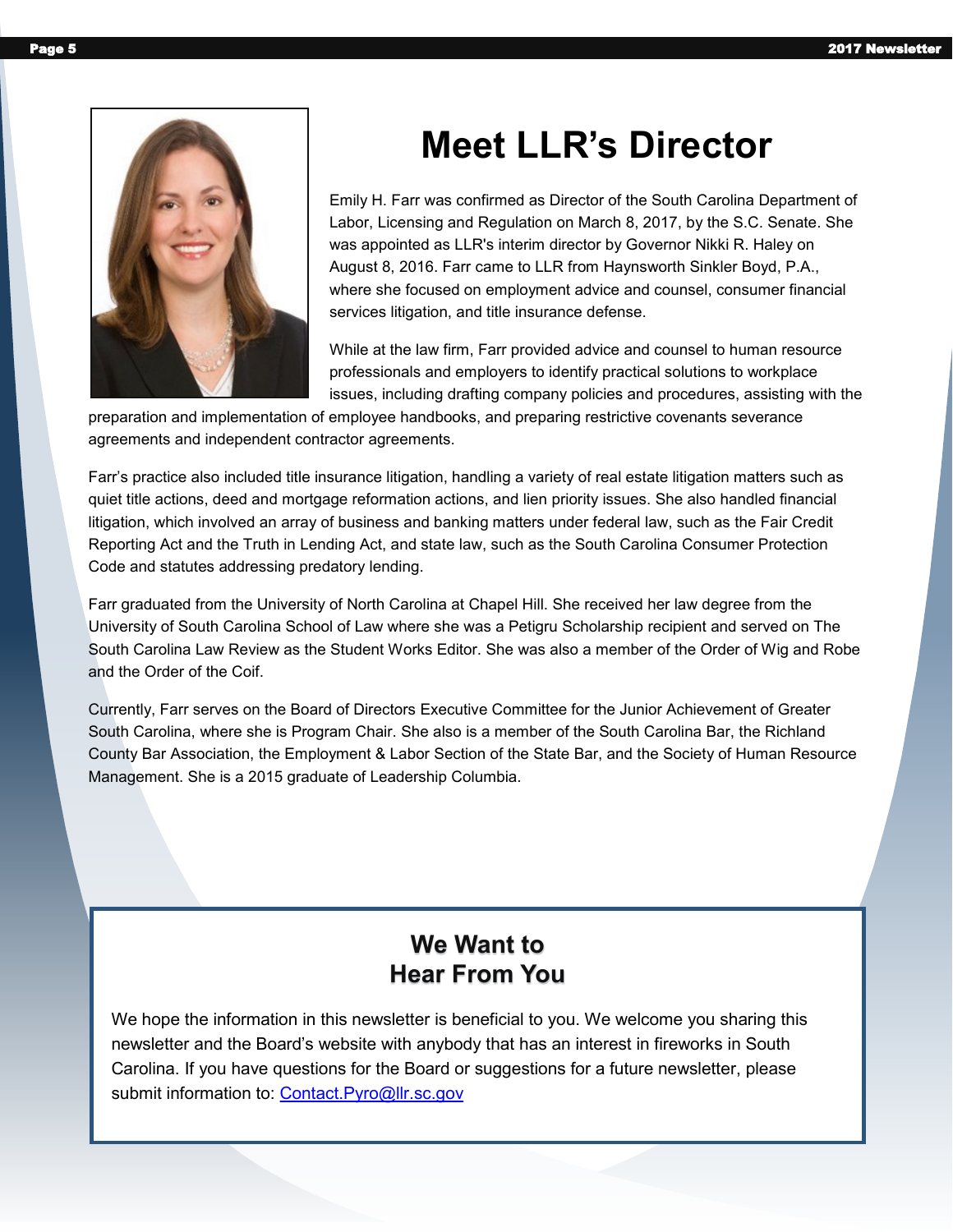# Meet LLR's Director

Emily H. Farr was confirmed as Director of the South Carolina Department of Labor, Licensing and Regulation on March 8, 2017, by the S.C. Senate. She was appointed as LLR's interim director by Governor Nikki R. Haley on August 8, 2016. Farr came to LLR from Haynsworth Sinkler Boyd, P.A., where she focused on employment advice and counsel, consumer financial services litigation, and title insurance defense.

While at the law firm, Farr provided advice and counsel to human resource professionals and employers to identify practical solutions to workplace issues, including drafting company policies and procedures, assisting with the preparation and implementation of employee handbooks, and preparing restrictive covenants severance agreements and independent contractor agreements.

Farr's practice also included title insurance litigation, handling a variety of real estate litigation matters such as quiet title actions, deed and mortgage reformation actions, and lien priority issues. She also handled financial litigation, which involved an array of business and banking matters under federal law, such as the Fair Credit Reporting Act and the Truth in Lending Act, and state law, such as the South Carolina Consumer Protection Code and statutes addressing predatory lending.

Farr graduated from the University of North Carolina at Chapel Hill. She received her law degree from the University of South Carolina School of Law where she was a Petigru Scholarship recipient and served on The South Carolina Law Review as the Student Works Editor. She was also a member of the Order of Wig and Robe and the Order of the Coif.

Currently, Farr serves on the Board of Directors Executive Committee for the Junior Achievement of Greater South Carolina, where she is Program Chair. She also is a member of the South Carolina Bar, the Richland County Bar Association, the Employment & Labor Section of the State Bar, and the Society of Human Resource Management. She is a 2015 graduate of Leadership Columbia.

## We Want to Hear From You

We hope the information in this newsletter is beneficial to you. We welcome you sharing this newsletter and the Board's website with anybody that has an interest in fireworks in South Carolina. If you have questions for the Board or suggestions for a future newsletter, please submit information to: Contact.Pyro@llr.sc.gov